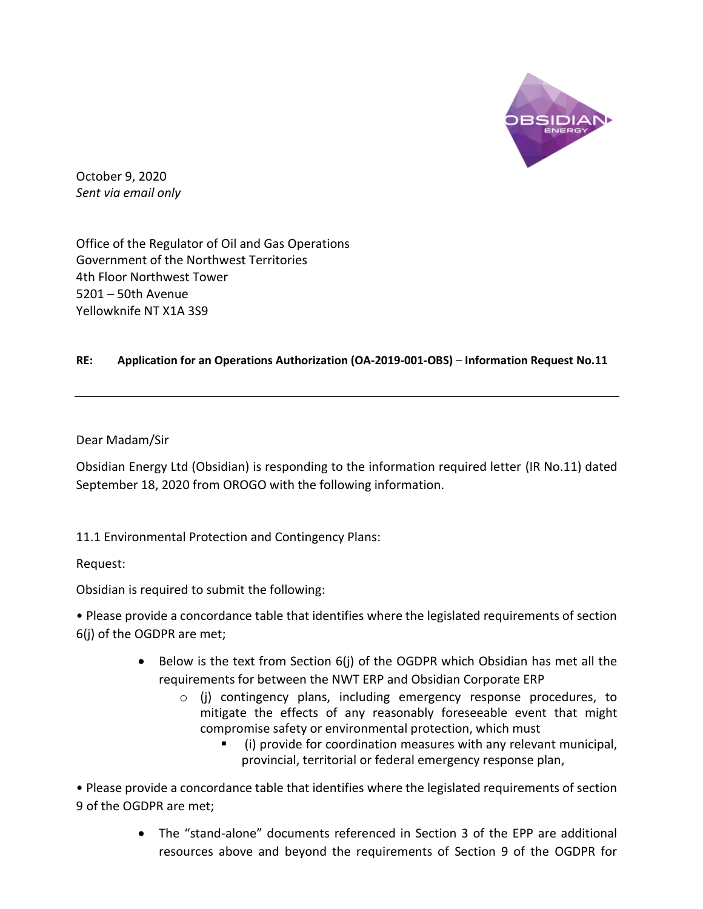October 9, 2020
*Sent via email only*

Office of the Regulator of Oil and Gas Operations
Government of the Northwest Territories
4th Floor Northwest Tower
5201 – 50th Avenue
Yellowknife NT X1A 3S9

**RE: Application for an Operations Authorization (OA-2019-001-OBS) – Information Request No.11**

---

Dear Madam/Sir

Obsidian Energy Ltd (Obsidian) is responding to the information required letter (IR No.11) dated September 18, 2020 from OROGO with the following information.

11.1 Environmental Protection and Contingency Plans:

Request:

Obsidian is required to submit the following:

• Please provide a concordance table that identifies where the legislated requirements of section 6(j) of the OGDPR are met;

- Below is the text from Section 6(j) of the OGDPR which Obsidian has met all the requirements for between the NWT ERP and Obsidian Corporate ERP
  - (j) contingency plans, including emergency response procedures, to mitigate the effects of any reasonably foreseeable event that might compromise safety or environmental protection, which must
    - (i) provide for coordination measures with any relevant municipal, provincial, territorial or federal emergency response plan,

• Please provide a concordance table that identifies where the legislated requirements of section 9 of the OGDPR are met;

- The "stand-alone" documents referenced in Section 3 of the EPP are additional resources above and beyond the requirements of Section 9 of the OGDPR for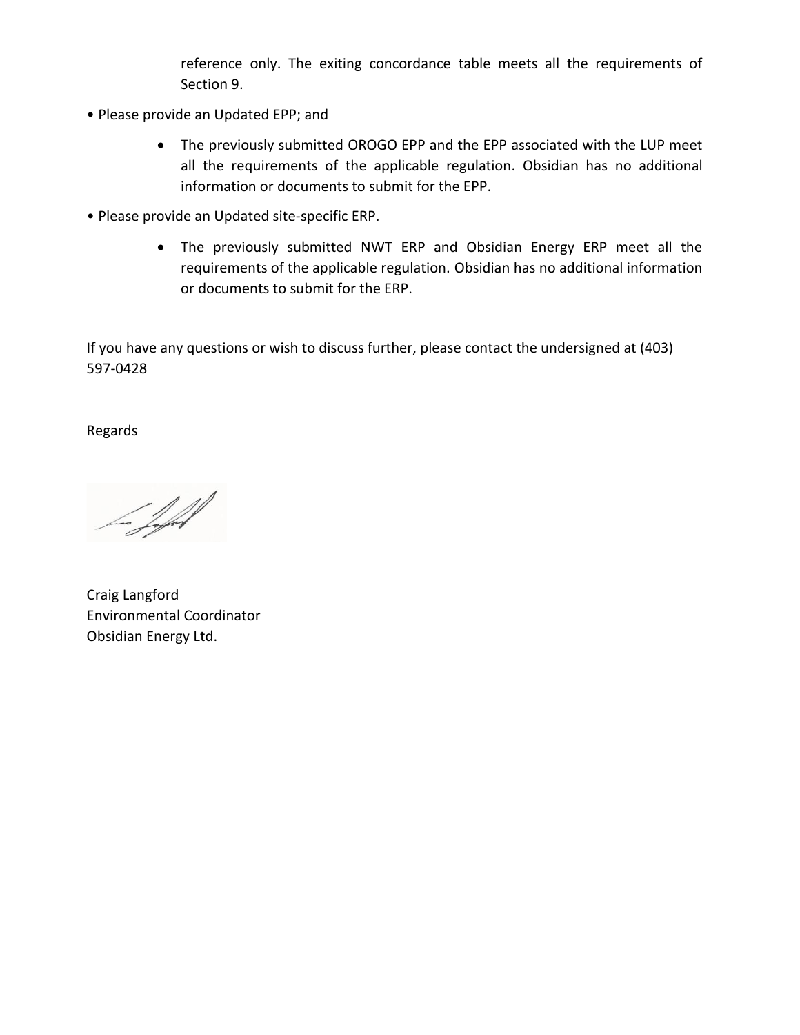reference only. The exiting concordance table meets all the requirements of Section 9.

- Please provide an Updated EPP; and
  - The previously submitted OROGO EPP and the EPP associated with the LUP meet all the requirements of the applicable regulation. Obsidian has no additional information or documents to submit for the EPP.
- Please provide an Updated site-specific ERP.
  - The previously submitted NWT ERP and Obsidian Energy ERP meet all the requirements of the applicable regulation. Obsidian has no additional information or documents to submit for the ERP.

If you have any questions or wish to discuss further, please contact the undersigned at (403) 597-0428

Regards

Craig Langford
Environmental Coordinator
Obsidian Energy Ltd.